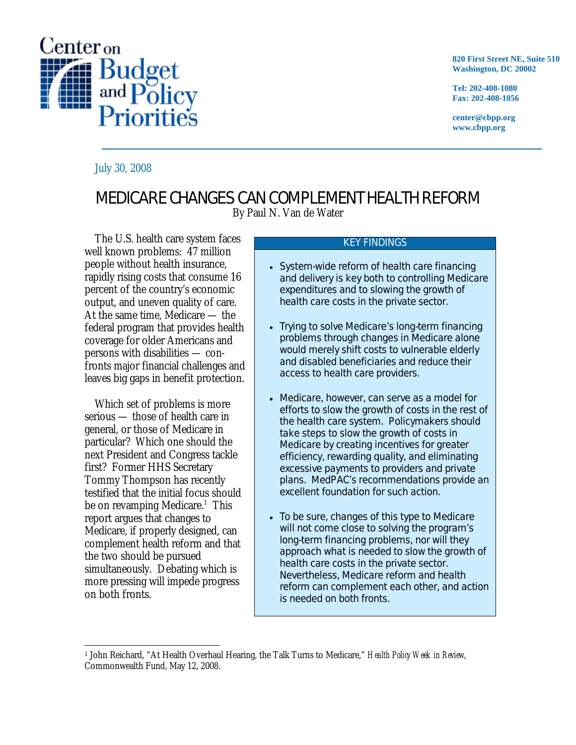Center on Budget and Policy Priorities

820 First Street NE, Suite 510
Washington, DC 20002

Tel: 202-408-1080
Fax: 202-408-1056

center@cbpp.org
www.cbpp.org

July 30, 2008

# MEDICARE CHANGES CAN COMPLEMENT HEALTH REFORM

By Paul N. Van de Water

The U.S. health care system faces well known problems: 47 million people without health insurance, rapidly rising costs that consume 16 percent of the country's economic output, and uneven quality of care. At the same time, Medicare — the federal program that provides health coverage for older Americans and persons with disabilities — confronts major financial challenges and leaves big gaps in benefit protection.

Which set of problems is more serious — those of health care in general, or those of Medicare in particular? Which one should the next President and Congress tackle first? Former HHS Secretary Tommy Thompson has recently testified that the initial focus should be on revamping Medicare.[1] This report argues that changes to Medicare, if properly designed, can complement health reform and that the two should be pursued simultaneously. Debating which is more pressing will impede progress on both fronts.

## KEY FINDINGS

- System-wide reform of health care financing and delivery is key both to controlling Medicare expenditures and to slowing the growth of health care costs in the private sector.
- Trying to solve Medicare's long-term financing problems through changes in Medicare alone would merely shift costs to vulnerable elderly and disabled beneficiaries and reduce their access to health care providers.
- Medicare, however, can serve as a model for efforts to slow the growth of costs in the rest of the health care system. Policymakers should take steps to slow the growth of costs in Medicare by creating incentives for greater efficiency, rewarding quality, and eliminating excessive payments to providers and private plans. MedPAC's recommendations provide an excellent foundation for such action.
- To be sure, changes of this type to Medicare will not come close to solving the program's long-term financing problems, nor will they approach what is needed to slow the growth of health care costs in the private sector. Nevertheless, Medicare reform and health reform can complement each other, and action is needed on both fronts.

---

[1] John Reichard, "At Health Overhaul Hearing, the Talk Turns to Medicare," *Health Policy Week in Review*, Commonwealth Fund, May 12, 2008.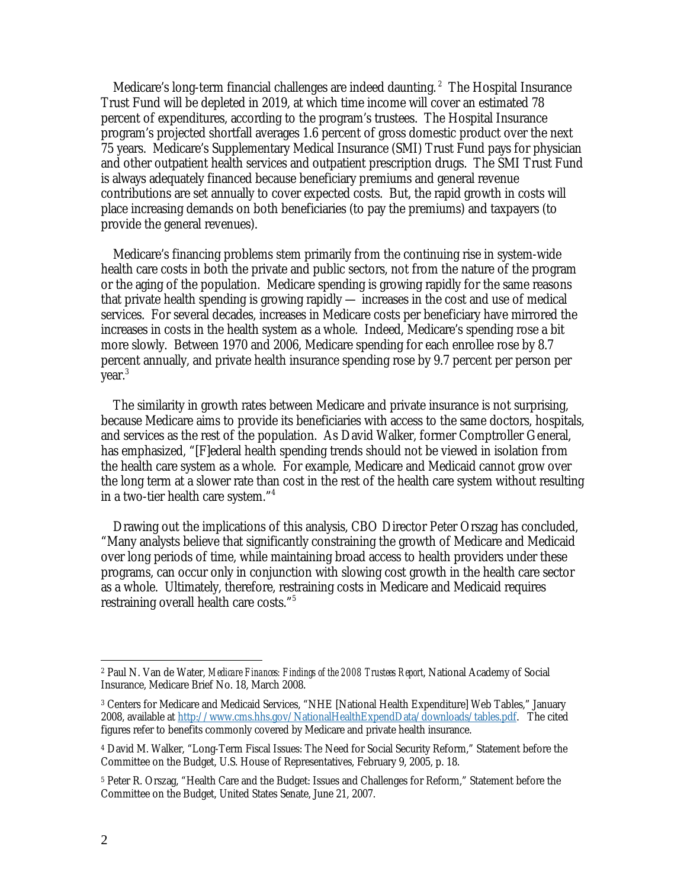Medicare's long-term financial challenges are indeed daunting.[2] The Hospital Insurance Trust Fund will be depleted in 2019, at which time income will cover an estimated 78 percent of expenditures, according to the program's trustees. The Hospital Insurance program's projected shortfall averages 1.6 percent of gross domestic product over the next 75 years. Medicare's Supplementary Medical Insurance (SMI) Trust Fund pays for physician and other outpatient health services and outpatient prescription drugs. The SMI Trust Fund is always adequately financed because beneficiary premiums and general revenue contributions are set annually to cover expected costs. But, the rapid growth in costs will place increasing demands on both beneficiaries (to pay the premiums) and taxpayers (to provide the general revenues).

Medicare's financing problems stem primarily from the continuing rise in system-wide health care costs in both the private and public sectors, not from the nature of the program or the aging of the population. Medicare spending is growing rapidly for the same reasons that private health spending is growing rapidly — increases in the cost and use of medical services. For several decades, increases in Medicare costs per beneficiary have mirrored the increases in costs in the health system as a whole. Indeed, Medicare's spending rose a bit more slowly. Between 1970 and 2006, Medicare spending for each enrollee rose by 8.7 percent annually, and private health insurance spending rose by 9.7 percent per person per year.[3]

The similarity in growth rates between Medicare and private insurance is not surprising, because Medicare aims to provide its beneficiaries with access to the same doctors, hospitals, and services as the rest of the population. As David Walker, former Comptroller General, has emphasized, "[F]ederal health spending trends should not be viewed in isolation from the health care system as a whole. For example, Medicare and Medicaid cannot grow over the long term at a slower rate than cost in the rest of the health care system without resulting in a two-tier health care system."[4]

Drawing out the implications of this analysis, CBO Director Peter Orszag has concluded, "Many analysts believe that significantly constraining the growth of Medicare and Medicaid over long periods of time, while maintaining broad access to health providers under these programs, can occur only in conjunction with slowing cost growth in the health care sector as a whole. Ultimately, therefore, restraining costs in Medicare and Medicaid requires restraining overall health care costs."[5]

---

[2] Paul N. Van de Water, *Medicare Finances: Findings of the 2008 Trustees Report*, National Academy of Social Insurance, Medicare Brief No. 18, March 2008.

[3] Centers for Medicare and Medicaid Services, "NHE [National Health Expenditure] Web Tables," January 2008, available at http://www.cms.hhs.gov/NationalHealthExpendData/downloads/tables.pdf. The cited figures refer to benefits commonly covered by Medicare and private health insurance.

[4] David M. Walker, "Long-Term Fiscal Issues: The Need for Social Security Reform," Statement before the Committee on the Budget, U.S. House of Representatives, February 9, 2005, p. 18.

[5] Peter R. Orszag, "Health Care and the Budget: Issues and Challenges for Reform," Statement before the Committee on the Budget, United States Senate, June 21, 2007.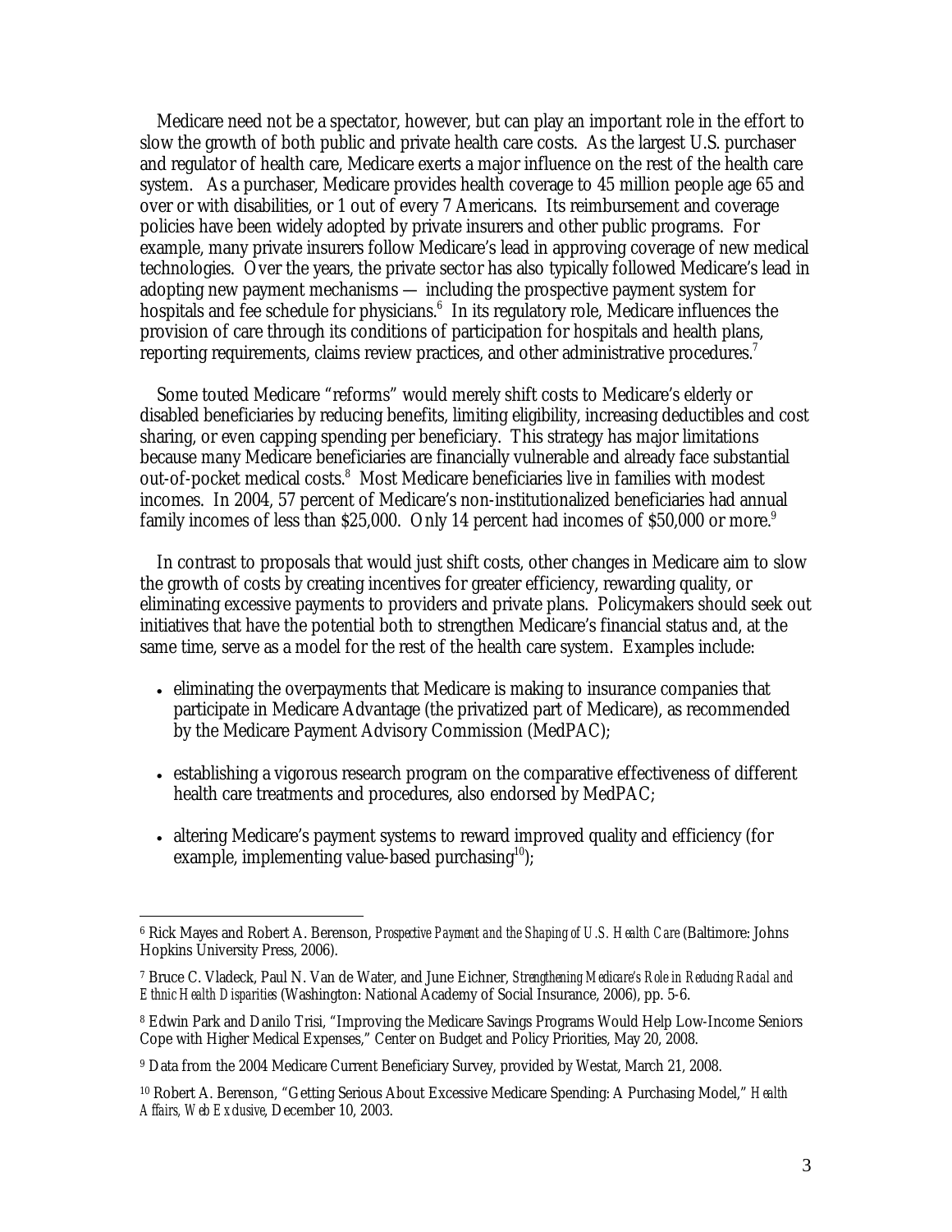Medicare need not be a spectator, however, but can play an important role in the effort to slow the growth of both public and private health care costs. As the largest U.S. purchaser and regulator of health care, Medicare exerts a major influence on the rest of the health care system. As a purchaser, Medicare provides health coverage to 45 million people age 65 and over or with disabilities, or 1 out of every 7 Americans. Its reimbursement and coverage policies have been widely adopted by private insurers and other public programs. For example, many private insurers follow Medicare's lead in approving coverage of new medical technologies. Over the years, the private sector has also typically followed Medicare's lead in adopting new payment mechanisms — including the prospective payment system for hospitals and fee schedule for physicians.[6] In its regulatory role, Medicare influences the provision of care through its conditions of participation for hospitals and health plans, reporting requirements, claims review practices, and other administrative procedures.[7]

Some touted Medicare "reforms" would merely shift costs to Medicare's elderly or disabled beneficiaries by reducing benefits, limiting eligibility, increasing deductibles and cost sharing, or even capping spending per beneficiary. This strategy has major limitations because many Medicare beneficiaries are financially vulnerable and already face substantial out-of-pocket medical costs.[8] Most Medicare beneficiaries live in families with modest incomes. In 2004, 57 percent of Medicare's non-institutionalized beneficiaries had annual family incomes of less than $25,000. Only 14 percent had incomes of $50,000 or more.[9]

In contrast to proposals that would just shift costs, other changes in Medicare aim to slow the growth of costs by creating incentives for greater efficiency, rewarding quality, or eliminating excessive payments to providers and private plans. Policymakers should seek out initiatives that have the potential both to strengthen Medicare's financial status and, at the same time, serve as a model for the rest of the health care system. Examples include:

- eliminating the overpayments that Medicare is making to insurance companies that participate in Medicare Advantage (the privatized part of Medicare), as recommended by the Medicare Payment Advisory Commission (MedPAC);
- establishing a vigorous research program on the comparative effectiveness of different health care treatments and procedures, also endorsed by MedPAC;
- altering Medicare's payment systems to reward improved quality and efficiency (for example, implementing value-based purchasing[10]);

---

[6] Rick Mayes and Robert A. Berenson, *Prospective Payment and the Shaping of U.S. Health Care* (Baltimore: Johns Hopkins University Press, 2006).

[7] Bruce C. Vladeck, Paul N. Van de Water, and June Eichner, *Strengthening Medicare's Role in Reducing Racial and Ethnic Health Disparities* (Washington: National Academy of Social Insurance, 2006), pp. 5-6.

[8] Edwin Park and Danilo Trisi, "Improving the Medicare Savings Programs Would Help Low-Income Seniors Cope with Higher Medical Expenses," Center on Budget and Policy Priorities, May 20, 2008.

[9] Data from the 2004 Medicare Current Beneficiary Survey, provided by Westat, March 21, 2008.

[10] Robert A. Berenson, "Getting Serious About Excessive Medicare Spending: A Purchasing Model," *Health Affairs, Web Exclusive*, December 10, 2003.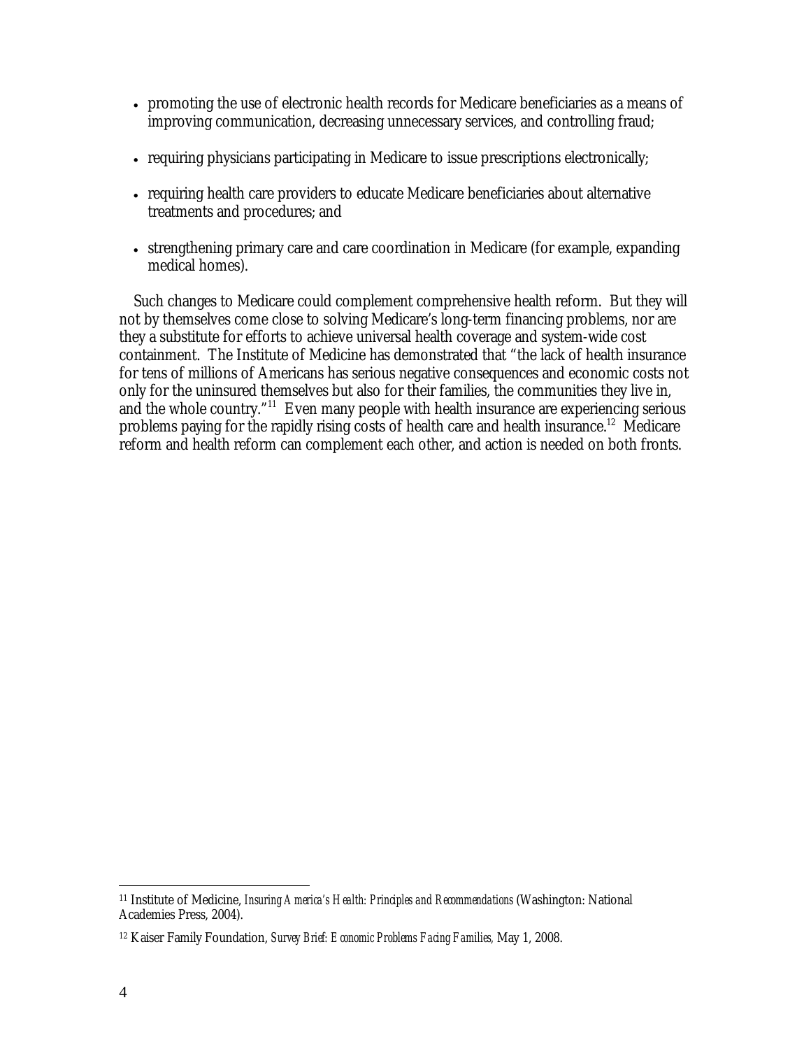- promoting the use of electronic health records for Medicare beneficiaries as a means of improving communication, decreasing unnecessary services, and controlling fraud;

- requiring physicians participating in Medicare to issue prescriptions electronically;

- requiring health care providers to educate Medicare beneficiaries about alternative treatments and procedures; and

- strengthening primary care and care coordination in Medicare (for example, expanding medical homes).

Such changes to Medicare could complement comprehensive health reform. But they will not by themselves come close to solving Medicare's long-term financing problems, nor are they a substitute for efforts to achieve universal health coverage and system-wide cost containment. The Institute of Medicine has demonstrated that "the lack of health insurance for tens of millions of Americans has serious negative consequences and economic costs not only for the uninsured themselves but also for their families, the communities they live in, and the whole country."[11] Even many people with health insurance are experiencing serious problems paying for the rapidly rising costs of health care and health insurance.[12] Medicare reform and health reform can complement each other, and action is needed on both fronts.

---

[11] Institute of Medicine, *Insuring America's Health: Principles and Recommendations* (Washington: National Academies Press, 2004).

[12] Kaiser Family Foundation, *Survey Brief: Economic Problems Facing Families,* May 1, 2008.